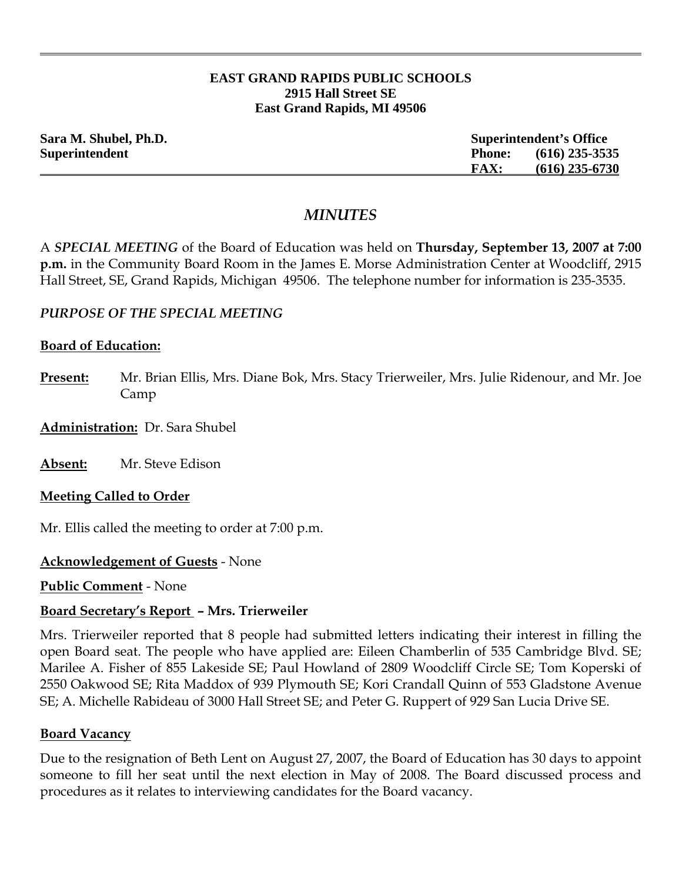**EAST GRAND RAPIDS PUBLIC SCHOOLS**
**2915 Hall Street SE**
**East Grand Rapids, MI 49506**

**Sara M. Shubel, Ph.D.**
**Superintendent**

**Superintendent's Office**
**Phone: (616) 235-3535**
**FAX: (616) 235-6730**

# *MINUTES*

A ***SPECIAL MEETING*** of the Board of Education was held on **Thursday, September 13, 2007 at 7:00 p.m.** in the Community Board Room in the James E. Morse Administration Center at Woodcliff, 2915 Hall Street, SE, Grand Rapids, Michigan 49506. The telephone number for information is 235-3535.

***PURPOSE OF THE SPECIAL MEETING***

**Board of Education:**

**Present:** Mr. Brian Ellis, Mrs. Diane Bok, Mrs. Stacy Trierweiler, Mrs. Julie Ridenour, and Mr. Joe Camp

**Administration:** Dr. Sara Shubel

**Absent:** Mr. Steve Edison

**Meeting Called to Order**

Mr. Ellis called the meeting to order at 7:00 p.m.

**Acknowledgement of Guests** - None

**Public Comment** - None

**Board Secretary's Report – Mrs. Trierweiler**

Mrs. Trierweiler reported that 8 people had submitted letters indicating their interest in filling the open Board seat. The people who have applied are: Eileen Chamberlin of 535 Cambridge Blvd. SE; Marilee A. Fisher of 855 Lakeside SE; Paul Howland of 2809 Woodcliff Circle SE; Tom Koperski of 2550 Oakwood SE; Rita Maddox of 939 Plymouth SE; Kori Crandall Quinn of 553 Gladstone Avenue SE; A. Michelle Rabideau of 3000 Hall Street SE; and Peter G. Ruppert of 929 San Lucia Drive SE.

**Board Vacancy**

Due to the resignation of Beth Lent on August 27, 2007, the Board of Education has 30 days to appoint someone to fill her seat until the next election in May of 2008. The Board discussed process and procedures as it relates to interviewing candidates for the Board vacancy.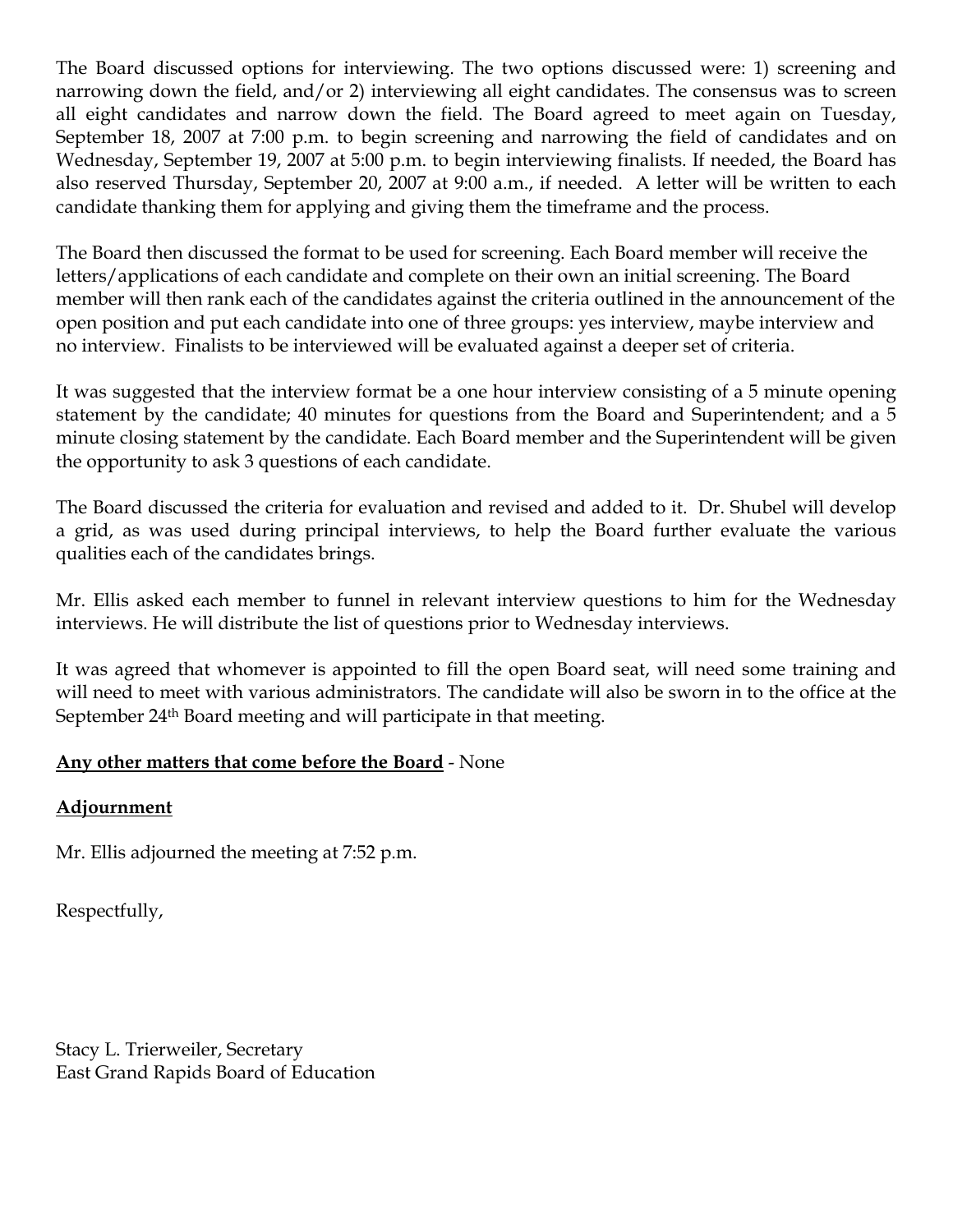The Board discussed options for interviewing. The two options discussed were: 1) screening and narrowing down the field, and/or 2) interviewing all eight candidates. The consensus was to screen all eight candidates and narrow down the field. The Board agreed to meet again on Tuesday, September 18, 2007 at 7:00 p.m. to begin screening and narrowing the field of candidates and on Wednesday, September 19, 2007 at 5:00 p.m. to begin interviewing finalists. If needed, the Board has also reserved Thursday, September 20, 2007 at 9:00 a.m., if needed. A letter will be written to each candidate thanking them for applying and giving them the timeframe and the process.

The Board then discussed the format to be used for screening. Each Board member will receive the letters/applications of each candidate and complete on their own an initial screening. The Board member will then rank each of the candidates against the criteria outlined in the announcement of the open position and put each candidate into one of three groups: yes interview, maybe interview and no interview. Finalists to be interviewed will be evaluated against a deeper set of criteria.

It was suggested that the interview format be a one hour interview consisting of a 5 minute opening statement by the candidate; 40 minutes for questions from the Board and Superintendent; and a 5 minute closing statement by the candidate. Each Board member and the Superintendent will be given the opportunity to ask 3 questions of each candidate.

The Board discussed the criteria for evaluation and revised and added to it. Dr. Shubel will develop a grid, as was used during principal interviews, to help the Board further evaluate the various qualities each of the candidates brings.

Mr. Ellis asked each member to funnel in relevant interview questions to him for the Wednesday interviews. He will distribute the list of questions prior to Wednesday interviews.

It was agreed that whomever is appointed to fill the open Board seat, will need some training and will need to meet with various administrators. The candidate will also be sworn in to the office at the September 24th Board meeting and will participate in that meeting.

**Any other matters that come before the Board** - None

**Adjournment**

Mr. Ellis adjourned the meeting at 7:52 p.m.

Respectfully,

Stacy L. Trierweiler, Secretary
East Grand Rapids Board of Education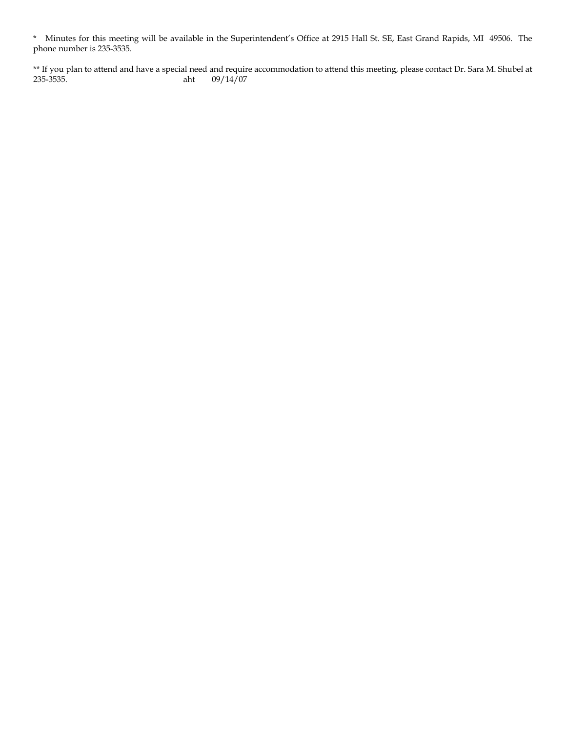* Minutes for this meeting will be available in the Superintendent's Office at 2915 Hall St. SE, East Grand Rapids, MI 49506. The phone number is 235-3535.

** If you plan to attend and have a special need and require accommodation to attend this meeting, please contact Dr. Sara M. Shubel at 235-3535. aht 09/14/07